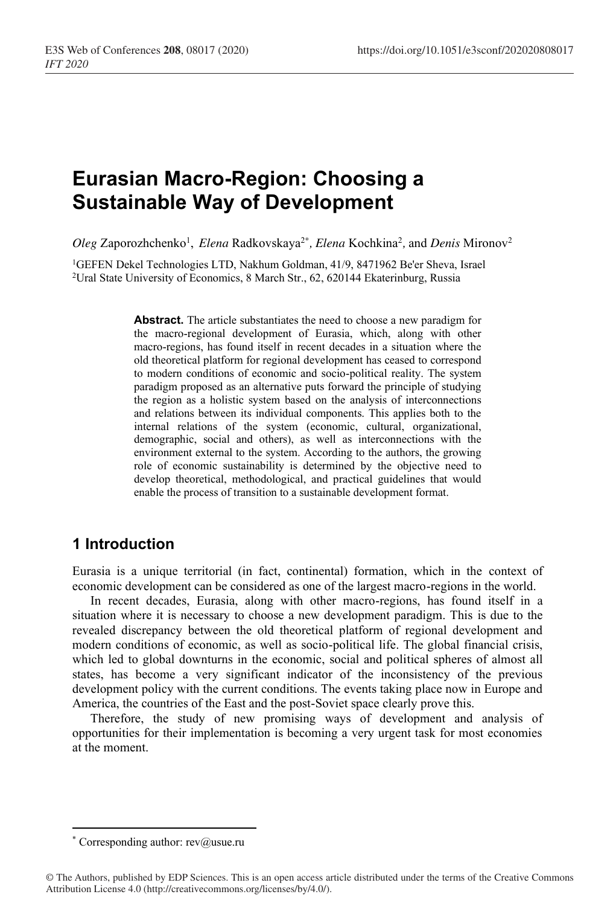# Eurasian Macro-Region: Choosing a Sustainable Way of Development

*Oleg* Zaporozhchenko[1], *Elena* Radkovskaya[2*], *Elena* Kochkina[2], and *Denis* Mironov[2]

[1]GEFEN Dekel Technologies LTD, Nakhum Goldman, 41/9, 8471962 Be'er Sheva, Israel
[2]Ural State University of Economics, 8 March Str., 62, 620144 Ekaterinburg, Russia

**Abstract.** The article substantiates the need to choose a new paradigm for the macro-regional development of Eurasia, which, along with other macro-regions, has found itself in recent decades in a situation where the old theoretical platform for regional development has ceased to correspond to modern conditions of economic and socio-political reality. The system paradigm proposed as an alternative puts forward the principle of studying the region as a holistic system based on the analysis of interconnections and relations between its individual components. This applies both to the internal relations of the system (economic, cultural, organizational, demographic, social and others), as well as interconnections with the environment external to the system. According to the authors, the growing role of economic sustainability is determined by the objective need to develop theoretical, methodological, and practical guidelines that would enable the process of transition to a sustainable development format.

## 1 Introduction

Eurasia is a unique territorial (in fact, continental) formation, which in the context of economic development can be considered as one of the largest macro-regions in the world.

In recent decades, Eurasia, along with other macro-regions, has found itself in a situation where it is necessary to choose a new development paradigm. This is due to the revealed discrepancy between the old theoretical platform of regional development and modern conditions of economic, as well as socio-political life. The global financial crisis, which led to global downturns in the economic, social and political spheres of almost all states, has become a very significant indicator of the inconsistency of the previous development policy with the current conditions. The events taking place now in Europe and America, the countries of the East and the post-Soviet space clearly prove this.

Therefore, the study of new promising ways of development and analysis of opportunities for their implementation is becoming a very urgent task for most economies at the moment.

[*] Corresponding author: rev@usue.ru

© The Authors, published by EDP Sciences. This is an open access article distributed under the terms of the Creative Commons Attribution License 4.0 (http://creativecommons.org/licenses/by/4.0/).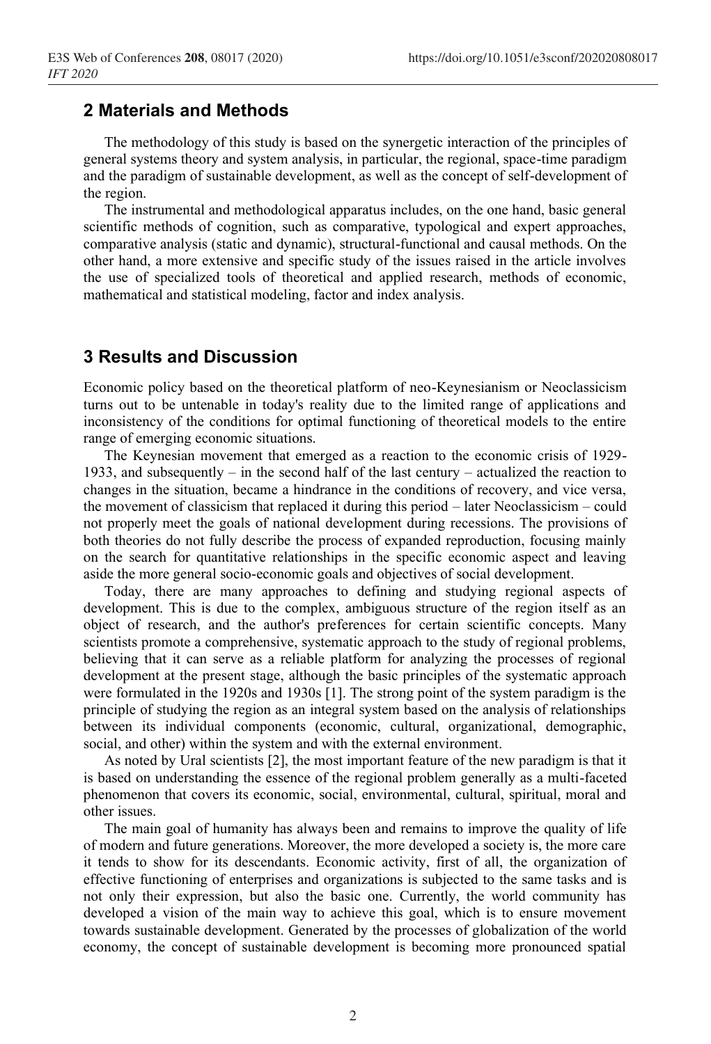## 2 Materials and Methods

The methodology of this study is based on the synergetic interaction of the principles of general systems theory and system analysis, in particular, the regional, space-time paradigm and the paradigm of sustainable development, as well as the concept of self-development of the region.

The instrumental and methodological apparatus includes, on the one hand, basic general scientific methods of cognition, such as comparative, typological and expert approaches, comparative analysis (static and dynamic), structural-functional and causal methods. On the other hand, a more extensive and specific study of the issues raised in the article involves the use of specialized tools of theoretical and applied research, methods of economic, mathematical and statistical modeling, factor and index analysis.

## 3 Results and Discussion

Economic policy based on the theoretical platform of neo-Keynesianism or Neoclassicism turns out to be untenable in today's reality due to the limited range of applications and inconsistency of the conditions for optimal functioning of theoretical models to the entire range of emerging economic situations.

The Keynesian movement that emerged as a reaction to the economic crisis of 1929-1933, and subsequently – in the second half of the last century – actualized the reaction to changes in the situation, became a hindrance in the conditions of recovery, and vice versa, the movement of classicism that replaced it during this period – later Neoclassicism – could not properly meet the goals of national development during recessions. The provisions of both theories do not fully describe the process of expanded reproduction, focusing mainly on the search for quantitative relationships in the specific economic aspect and leaving aside the more general socio-economic goals and objectives of social development.

Today, there are many approaches to defining and studying regional aspects of development. This is due to the complex, ambiguous structure of the region itself as an object of research, and the author's preferences for certain scientific concepts. Many scientists promote a comprehensive, systematic approach to the study of regional problems, believing that it can serve as a reliable platform for analyzing the processes of regional development at the present stage, although the basic principles of the systematic approach were formulated in the 1920s and 1930s [1]. The strong point of the system paradigm is the principle of studying the region as an integral system based on the analysis of relationships between its individual components (economic, cultural, organizational, demographic, social, and other) within the system and with the external environment.

As noted by Ural scientists [2], the most important feature of the new paradigm is that it is based on understanding the essence of the regional problem generally as a multi-faceted phenomenon that covers its economic, social, environmental, cultural, spiritual, moral and other issues.

The main goal of humanity has always been and remains to improve the quality of life of modern and future generations. Moreover, the more developed a society is, the more care it tends to show for its descendants. Economic activity, first of all, the organization of effective functioning of enterprises and organizations is subjected to the same tasks and is not only their expression, but also the basic one. Currently, the world community has developed a vision of the main way to achieve this goal, which is to ensure movement towards sustainable development. Generated by the processes of globalization of the world economy, the concept of sustainable development is becoming more pronounced spatial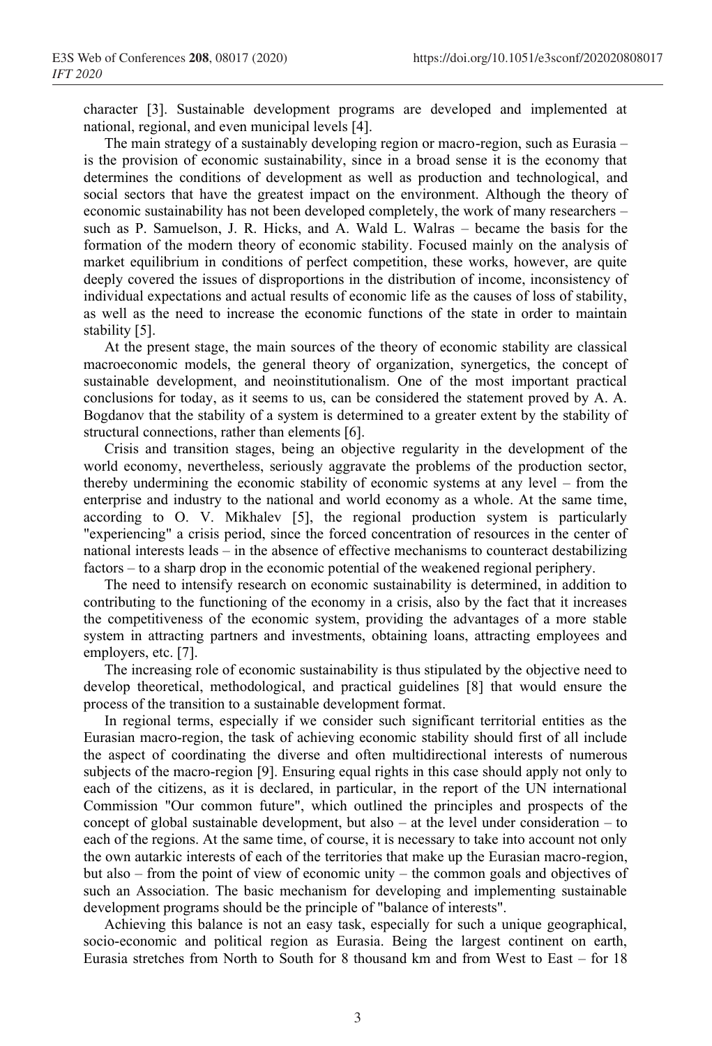character [3]. Sustainable development programs are developed and implemented at national, regional, and even municipal levels [4].

The main strategy of a sustainably developing region or macro-region, such as Eurasia – is the provision of economic sustainability, since in a broad sense it is the economy that determines the conditions of development as well as production and technological, and social sectors that have the greatest impact on the environment. Although the theory of economic sustainability has not been developed completely, the work of many researchers – such as P. Samuelson, J. R. Hicks, and A. Wald L. Walras – became the basis for the formation of the modern theory of economic stability. Focused mainly on the analysis of market equilibrium in conditions of perfect competition, these works, however, are quite deeply covered the issues of disproportions in the distribution of income, inconsistency of individual expectations and actual results of economic life as the causes of loss of stability, as well as the need to increase the economic functions of the state in order to maintain stability [5].

At the present stage, the main sources of the theory of economic stability are classical macroeconomic models, the general theory of organization, synergetics, the concept of sustainable development, and neoinstitutionalism. One of the most important practical conclusions for today, as it seems to us, can be considered the statement proved by A. A. Bogdanov that the stability of a system is determined to a greater extent by the stability of structural connections, rather than elements [6].

Crisis and transition stages, being an objective regularity in the development of the world economy, nevertheless, seriously aggravate the problems of the production sector, thereby undermining the economic stability of economic systems at any level – from the enterprise and industry to the national and world economy as a whole. At the same time, according to O. V. Mikhalev [5], the regional production system is particularly "experiencing" a crisis period, since the forced concentration of resources in the center of national interests leads – in the absence of effective mechanisms to counteract destabilizing factors – to a sharp drop in the economic potential of the weakened regional periphery.

The need to intensify research on economic sustainability is determined, in addition to contributing to the functioning of the economy in a crisis, also by the fact that it increases the competitiveness of the economic system, providing the advantages of a more stable system in attracting partners and investments, obtaining loans, attracting employees and employers, etc. [7].

The increasing role of economic sustainability is thus stipulated by the objective need to develop theoretical, methodological, and practical guidelines [8] that would ensure the process of the transition to a sustainable development format.

In regional terms, especially if we consider such significant territorial entities as the Eurasian macro-region, the task of achieving economic stability should first of all include the aspect of coordinating the diverse and often multidirectional interests of numerous subjects of the macro-region [9]. Ensuring equal rights in this case should apply not only to each of the citizens, as it is declared, in particular, in the report of the UN international Commission "Our common future", which outlined the principles and prospects of the concept of global sustainable development, but also – at the level under consideration – to each of the regions. At the same time, of course, it is necessary to take into account not only the own autarkic interests of each of the territories that make up the Eurasian macro-region, but also – from the point of view of economic unity – the common goals and objectives of such an Association. The basic mechanism for developing and implementing sustainable development programs should be the principle of "balance of interests".

Achieving this balance is not an easy task, especially for such a unique geographical, socio-economic and political region as Eurasia. Being the largest continent on earth, Eurasia stretches from North to South for 8 thousand km and from West to East – for 18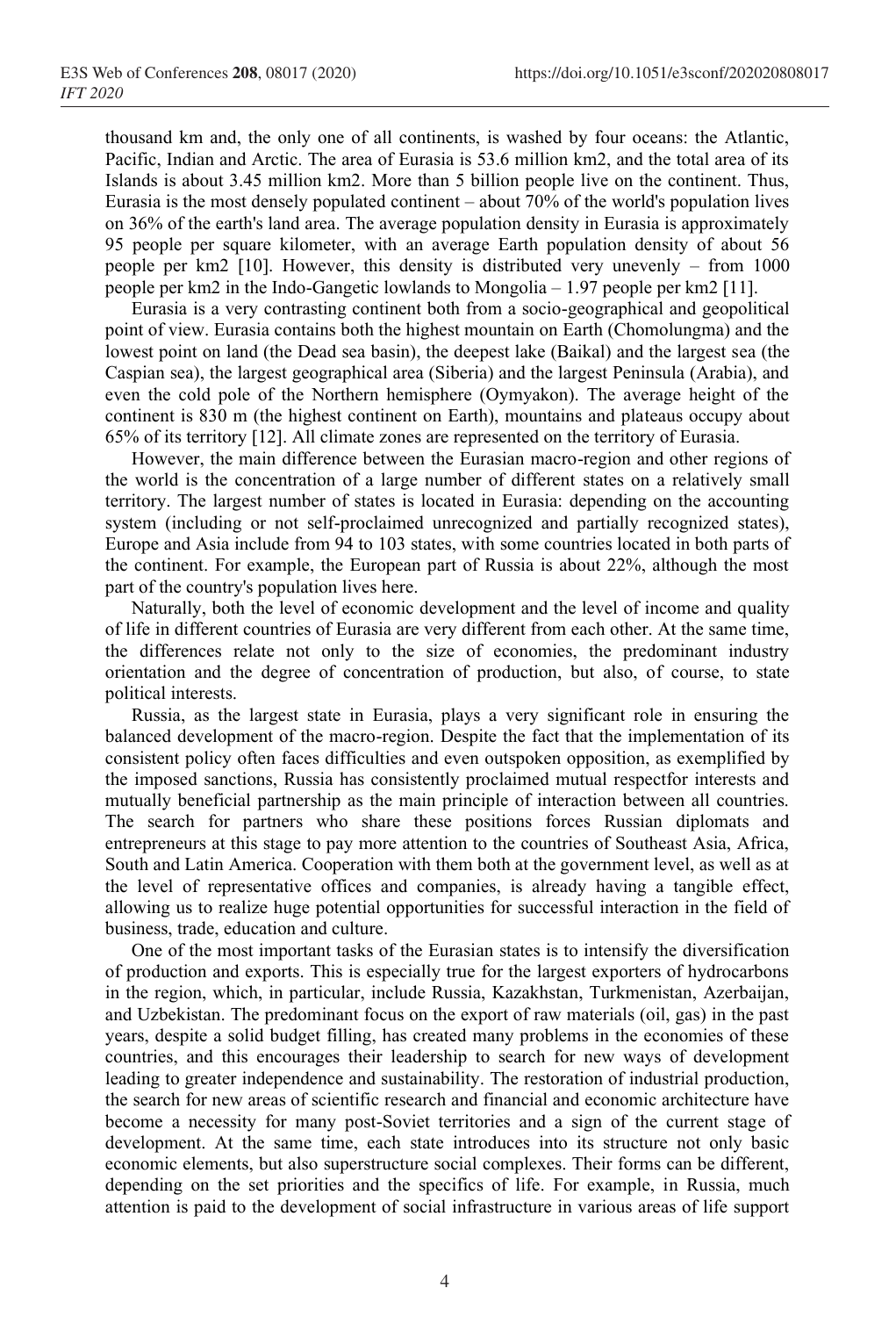thousand km and, the only one of all continents, is washed by four oceans: the Atlantic, Pacific, Indian and Arctic. The area of Eurasia is 53.6 million km2, and the total area of its Islands is about 3.45 million km2. More than 5 billion people live on the continent. Thus, Eurasia is the most densely populated continent – about 70% of the world's population lives on 36% of the earth's land area. The average population density in Eurasia is approximately 95 people per square kilometer, with an average Earth population density of about 56 people per km2 [10]. However, this density is distributed very unevenly – from 1000 people per km2 in the Indo-Gangetic lowlands to Mongolia – 1.97 people per km2 [11].

Eurasia is a very contrasting continent both from a socio-geographical and geopolitical point of view. Eurasia contains both the highest mountain on Earth (Chomolungma) and the lowest point on land (the Dead sea basin), the deepest lake (Baikal) and the largest sea (the Caspian sea), the largest geographical area (Siberia) and the largest Peninsula (Arabia), and even the cold pole of the Northern hemisphere (Oymyakon). The average height of the continent is 830 m (the highest continent on Earth), mountains and plateaus occupy about 65% of its territory [12]. All climate zones are represented on the territory of Eurasia.

However, the main difference between the Eurasian macro-region and other regions of the world is the concentration of a large number of different states on a relatively small territory. The largest number of states is located in Eurasia: depending on the accounting system (including or not self-proclaimed unrecognized and partially recognized states), Europe and Asia include from 94 to 103 states, with some countries located in both parts of the continent. For example, the European part of Russia is about 22%, although the most part of the country's population lives here.

Naturally, both the level of economic development and the level of income and quality of life in different countries of Eurasia are very different from each other. At the same time, the differences relate not only to the size of economies, the predominant industry orientation and the degree of concentration of production, but also, of course, to state political interests.

Russia, as the largest state in Eurasia, plays a very significant role in ensuring the balanced development of the macro-region. Despite the fact that the implementation of its consistent policy often faces difficulties and even outspoken opposition, as exemplified by the imposed sanctions, Russia has consistently proclaimed mutual respectfor interests and mutually beneficial partnership as the main principle of interaction between all countries. The search for partners who share these positions forces Russian diplomats and entrepreneurs at this stage to pay more attention to the countries of Southeast Asia, Africa, South and Latin America. Cooperation with them both at the government level, as well as at the level of representative offices and companies, is already having a tangible effect, allowing us to realize huge potential opportunities for successful interaction in the field of business, trade, education and culture.

One of the most important tasks of the Eurasian states is to intensify the diversification of production and exports. This is especially true for the largest exporters of hydrocarbons in the region, which, in particular, include Russia, Kazakhstan, Turkmenistan, Azerbaijan, and Uzbekistan. The predominant focus on the export of raw materials (oil, gas) in the past years, despite a solid budget filling, has created many problems in the economies of these countries, and this encourages their leadership to search for new ways of development leading to greater independence and sustainability. The restoration of industrial production, the search for new areas of scientific research and financial and economic architecture have become a necessity for many post-Soviet territories and a sign of the current stage of development. At the same time, each state introduces into its structure not only basic economic elements, but also superstructure social complexes. Their forms can be different, depending on the set priorities and the specifics of life. For example, in Russia, much attention is paid to the development of social infrastructure in various areas of life support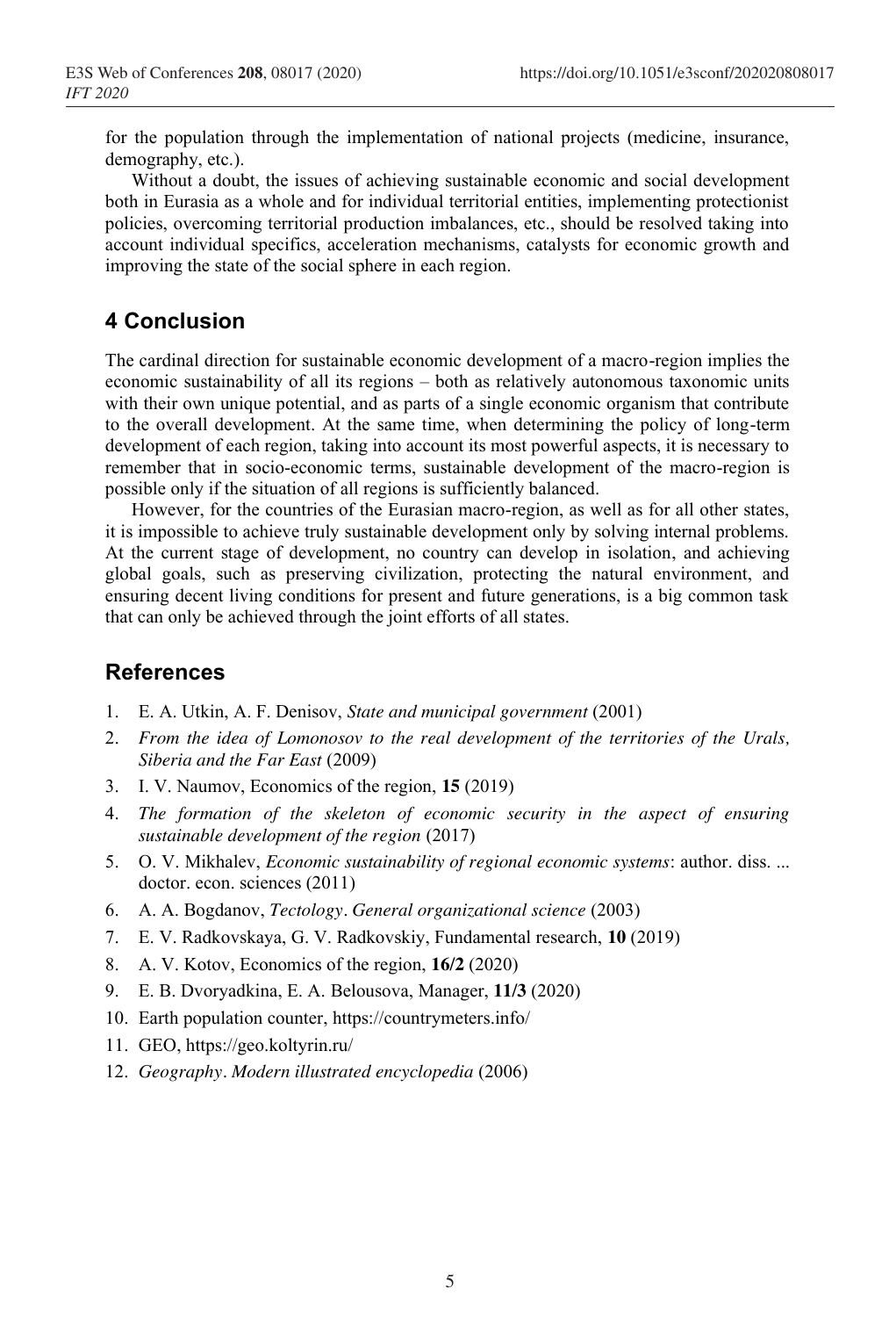for the population through the implementation of national projects (medicine, insurance, demography, etc.).

Without a doubt, the issues of achieving sustainable economic and social development both in Eurasia as a whole and for individual territorial entities, implementing protectionist policies, overcoming territorial production imbalances, etc., should be resolved taking into account individual specifics, acceleration mechanisms, catalysts for economic growth and improving the state of the social sphere in each region.

## 4 Conclusion

The cardinal direction for sustainable economic development of a macro-region implies the economic sustainability of all its regions – both as relatively autonomous taxonomic units with their own unique potential, and as parts of a single economic organism that contribute to the overall development. At the same time, when determining the policy of long-term development of each region, taking into account its most powerful aspects, it is necessary to remember that in socio-economic terms, sustainable development of the macro-region is possible only if the situation of all regions is sufficiently balanced.

However, for the countries of the Eurasian macro-region, as well as for all other states, it is impossible to achieve truly sustainable development only by solving internal problems. At the current stage of development, no country can develop in isolation, and achieving global goals, such as preserving civilization, protecting the natural environment, and ensuring decent living conditions for present and future generations, is a big common task that can only be achieved through the joint efforts of all states.

## References

1. E. A. Utkin, A. F. Denisov, *State and municipal government* (2001)
2. *From the idea of Lomonosov to the real development of the territories of the Urals, Siberia and the Far East* (2009)
3. I. V. Naumov, Economics of the region, **15** (2019)
4. *The formation of the skeleton of economic security in the aspect of ensuring sustainable development of the region* (2017)
5. O. V. Mikhalev, *Economic sustainability of regional economic systems*: author. diss. ... doctor. econ. sciences (2011)
6. A. A. Bogdanov, *Tectology*. *General organizational science* (2003)
7. E. V. Radkovskaya, G. V. Radkovskiy, Fundamental research, **10** (2019)
8. A. V. Kotov, Economics of the region, **16/2** (2020)
9. E. B. Dvoryadkina, E. A. Belousova, Manager, **11/3** (2020)
10. Earth population counter, https://countrymeters.info/
11. GEO, https://geo.koltyrin.ru/
12. *Geography*. *Modern illustrated encyclopedia* (2006)